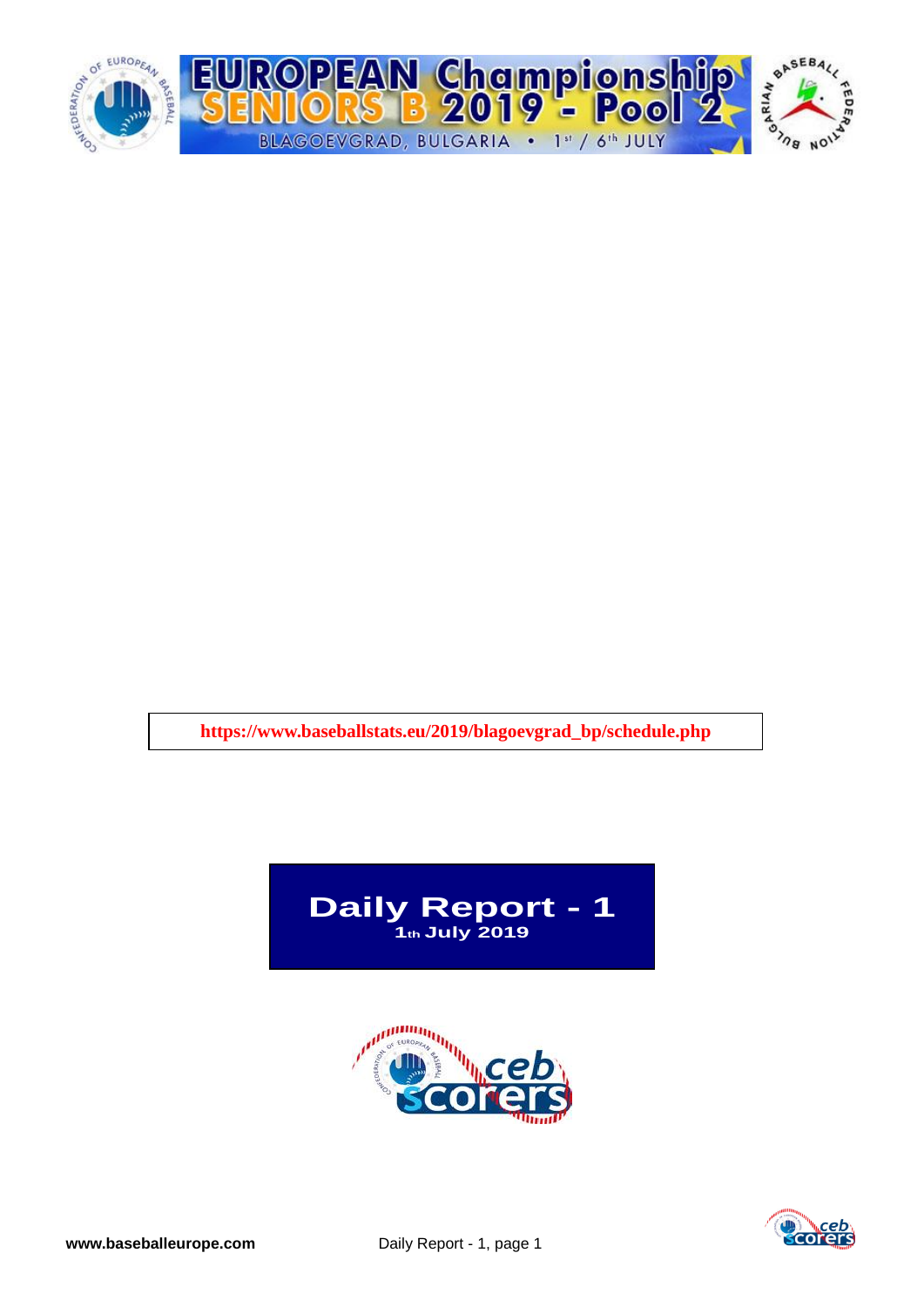# EUROPEAN Championship SENIORS B 2019 - Pool 2

BLAGOEVGRAD, BULGARIA • 1st / 6th JULY

**https://www.baseballstats.eu/2019/blagoevgrad_bp/schedule.php**

## Daily Report - 1

**1th July 2019**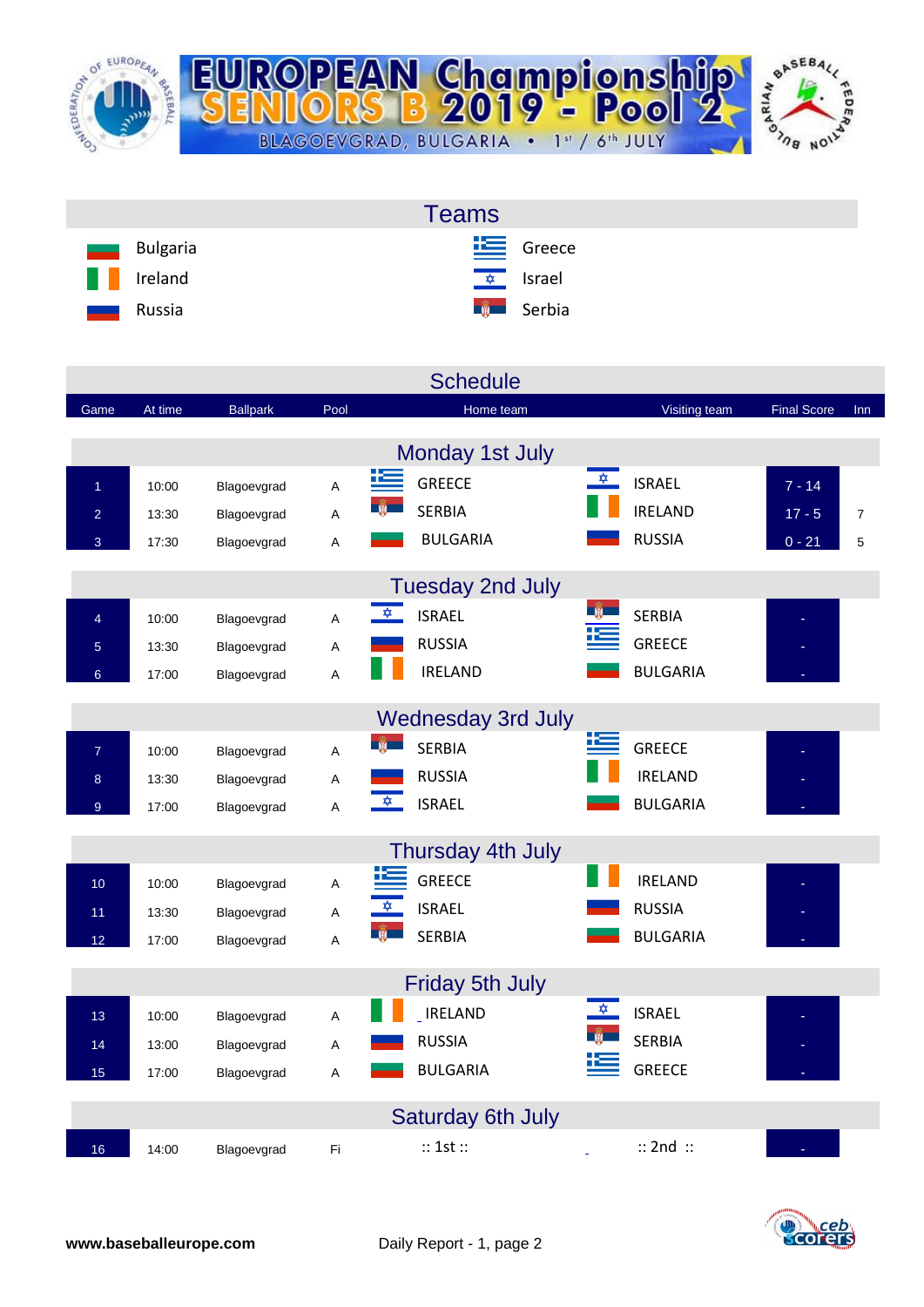# EUROPEAN Championship SENIORS B 2019 - Pool 2

BLAGOEVGRAD, BULGARIA • 1st / 6th JULY

## Teams

| | |
|---|---|
| Bulgaria | Greece |
| Ireland | Israel |
| Russia | Serbia |

## Schedule

| Game | At time | Ballpark | Pool | Home team | Visiting team | Final Score | Inn |
|---|---|---|---|---|---|---|---|
| **Monday 1st July** | | | | | | | |
| 1 | 10:00 | Blagoevgrad | A | GREECE | ISRAEL | 7 - 14 | |
| 2 | 13:30 | Blagoevgrad | A | SERBIA | IRELAND | 17 - 5 | 7 |
| 3 | 17:30 | Blagoevgrad | A | BULGARIA | RUSSIA | 0 - 21 | 5 |
| **Tuesday 2nd July** | | | | | | | |
| 4 | 10:00 | Blagoevgrad | A | ISRAEL | SERBIA | - | |
| 5 | 13:30 | Blagoevgrad | A | RUSSIA | GREECE | - | |
| 6 | 17:00 | Blagoevgrad | A | IRELAND | BULGARIA | - | |
| **Wednesday 3rd July** | | | | | | | |
| 7 | 10:00 | Blagoevgrad | A | SERBIA | GREECE | - | |
| 8 | 13:30 | Blagoevgrad | A | RUSSIA | IRELAND | - | |
| 9 | 17:00 | Blagoevgrad | A | ISRAEL | BULGARIA | - | |
| **Thursday 4th July** | | | | | | | |
| 10 | 10:00 | Blagoevgrad | A | GREECE | IRELAND | - | |
| 11 | 13:30 | Blagoevgrad | A | ISRAEL | RUSSIA | - | |
| 12 | 17:00 | Blagoevgrad | A | SERBIA | BULGARIA | - | |
| **Friday 5th July** | | | | | | | |
| 13 | 10:00 | Blagoevgrad | A | IRELAND | ISRAEL | - | |
| 14 | 13:00 | Blagoevgrad | A | RUSSIA | SERBIA | - | |
| 15 | 17:00 | Blagoevgrad | A | BULGARIA | GREECE | - | |
| **Saturday 6th July** | | | | | | | |
| 16 | 14:00 | Blagoevgrad | Fi | :: 1st :: | :: 2nd :: | - | |

**www.baseballeurope.com** Daily Report - 1, page 2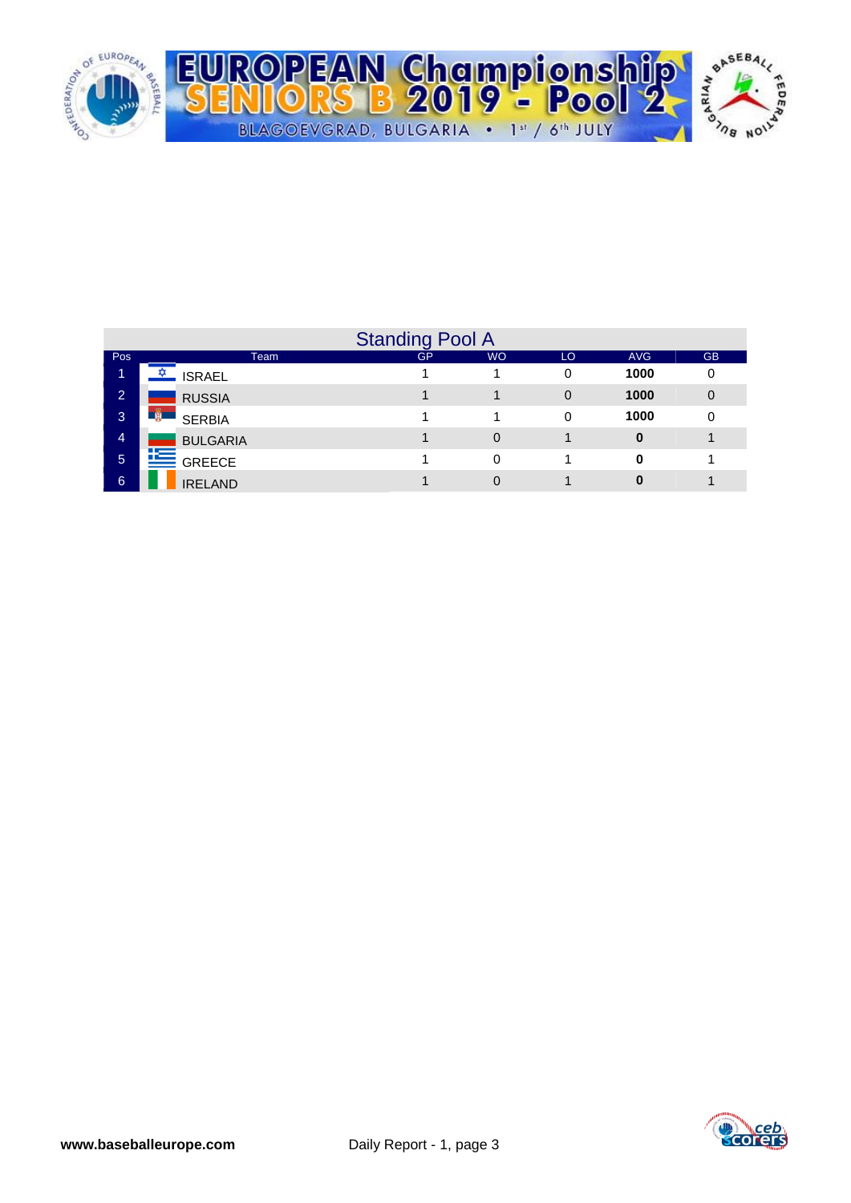# EUROPEAN Championship SENIORS B 2019 - Pool 2

BLAGOEVGRAD, BULGARIA • 1st / 6th JULY

## Standing Pool A

| Pos | Team | GP | WO | LO | AVG | GB |
|---|---|---|---|---|---|---|
| 1 | ISRAEL | 1 | 1 | 0 | **1000** | 0 |
| 2 | RUSSIA | 1 | 1 | 0 | **1000** | 0 |
| 3 | SERBIA | 1 | 1 | 0 | **1000** | 0 |
| 4 | BULGARIA | 1 | 0 | 1 | **0** | 1 |
| 5 | GREECE | 1 | 0 | 1 | **0** | 1 |
| 6 | IRELAND | 1 | 0 | 1 | **0** | 1 |

**www.baseballeurope.com** Daily Report - 1, page 3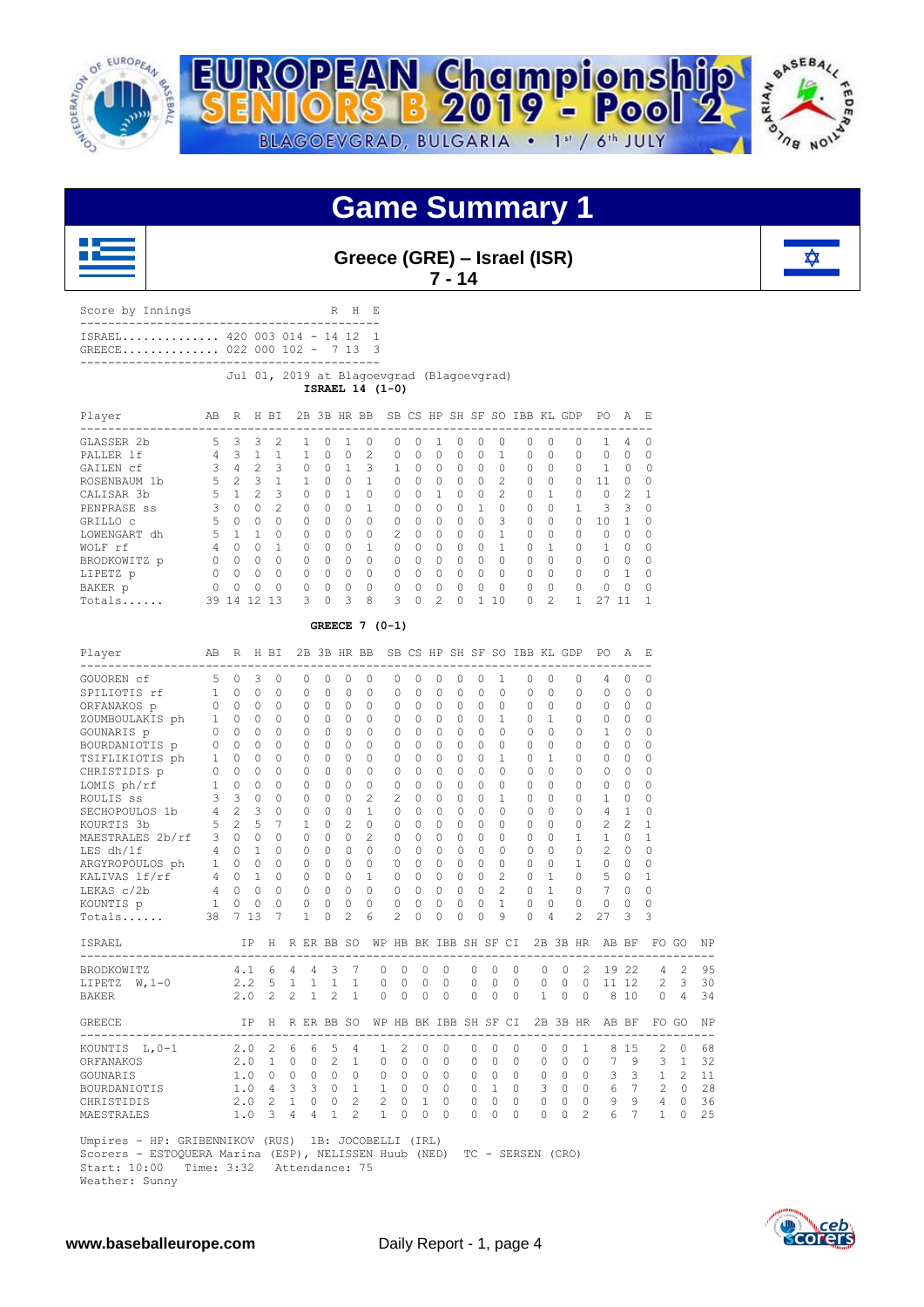# EUROPEAN Championship SENIORS B 2019 - Pool 2

BLAGOEVGRAD, BULGARIA • 1st / 6th JULY

## Game Summary 1

### Greece (GRE) – Israel (ISR)

**7 - 14**

Score by Innings

| | Innings | R | H | E |
|---|---|---|---|---|
| ISRAEL | 420 003 014 | 14 | 12 | 1 |
| GREECE | 022 000 102 | 7 | 13 | 3 |

Jul 01, 2019 at Blagoevgrad (Blagoevgrad)

**ISRAEL 14 (1-0)**

| Player | AB | R | H | BI | 2B | 3B | HR | BB | SB | CS | HP | SH | SF | SO | IBB | KL | GDP | PO | A | E |
|---|---|---|---|---|---|---|---|---|---|---|---|---|---|---|---|---|---|---|---|---|
| GLASSER 2b | 5 | 3 | 3 | 2 | 1 | 0 | 1 | 0 | 0 | 0 | 1 | 0 | 0 | 0 | 0 | 0 | 0 | 1 | 4 | 0 |
| PALLER lf | 4 | 3 | 1 | 1 | 1 | 0 | 0 | 2 | 0 | 0 | 0 | 0 | 0 | 1 | 0 | 0 | 0 | 0 | 0 | 0 |
| GAILEN cf | 3 | 4 | 2 | 3 | 0 | 0 | 1 | 3 | 1 | 0 | 0 | 0 | 0 | 0 | 0 | 0 | 0 | 1 | 0 | 0 |
| ROSENBAUM 1b | 5 | 2 | 3 | 1 | 1 | 0 | 0 | 1 | 0 | 0 | 0 | 0 | 0 | 2 | 0 | 0 | 0 | 11 | 0 | 0 |
| CALISAR 3b | 5 | 1 | 2 | 3 | 0 | 0 | 1 | 0 | 0 | 0 | 1 | 0 | 0 | 2 | 0 | 1 | 0 | 0 | 2 | 1 |
| PENPRASE ss | 3 | 0 | 0 | 2 | 0 | 0 | 0 | 1 | 0 | 0 | 0 | 0 | 1 | 0 | 0 | 0 | 1 | 3 | 3 | 0 |
| GRILLO c | 5 | 0 | 0 | 0 | 0 | 0 | 0 | 0 | 0 | 0 | 0 | 0 | 0 | 3 | 0 | 0 | 0 | 10 | 1 | 0 |
| LOWENGART dh | 5 | 1 | 1 | 0 | 0 | 0 | 0 | 0 | 2 | 0 | 0 | 0 | 0 | 1 | 0 | 0 | 0 | 0 | 0 | 0 |
| WOLF rf | 4 | 0 | 0 | 1 | 0 | 0 | 0 | 1 | 0 | 0 | 0 | 0 | 0 | 1 | 0 | 1 | 0 | 1 | 0 | 0 |
| BRODKOWITZ p | 0 | 0 | 0 | 0 | 0 | 0 | 0 | 0 | 0 | 0 | 0 | 0 | 0 | 0 | 0 | 0 | 0 | 0 | 0 | 0 |
| LIPETZ p | 0 | 0 | 0 | 0 | 0 | 0 | 0 | 0 | 0 | 0 | 0 | 0 | 0 | 0 | 0 | 0 | 0 | 0 | 1 | 0 |
| BAKER p | 0 | 0 | 0 | 0 | 0 | 0 | 0 | 0 | 0 | 0 | 0 | 0 | 0 | 0 | 0 | 0 | 0 | 0 | 0 | 0 |
| Totals...... | 39 | 14 | 12 | 13 | 3 | 0 | 3 | 8 | 3 | 0 | 2 | 0 | 1 | 10 | 0 | 2 | 1 | 27 | 11 | 1 |

**GREECE 7 (0-1)**

| Player | AB | R | H | BI | 2B | 3B | HR | BB | SB | CS | HP | SH | SF | SO | IBB | KL | GDP | PO | A | E |
|---|---|---|---|---|---|---|---|---|---|---|---|---|---|---|---|---|---|---|---|---|
| GOUOREN cf | 5 | 0 | 3 | 0 | 0 | 0 | 0 | 0 | 0 | 0 | 0 | 0 | 0 | 1 | 0 | 0 | 0 | 4 | 0 | 0 |
| SPILIOTIS rf | 1 | 0 | 0 | 0 | 0 | 0 | 0 | 0 | 0 | 0 | 0 | 0 | 0 | 0 | 0 | 0 | 0 | 0 | 0 | 0 |
| ORFANAKOS p | 0 | 0 | 0 | 0 | 0 | 0 | 0 | 0 | 0 | 0 | 0 | 0 | 0 | 0 | 0 | 0 | 0 | 0 | 0 | 0 |
| ZOUMBOULAKIS ph | 1 | 0 | 0 | 0 | 0 | 0 | 0 | 0 | 0 | 0 | 0 | 0 | 0 | 1 | 0 | 1 | 0 | 0 | 0 | 0 |
| GOUNARIS p | 0 | 0 | 0 | 0 | 0 | 0 | 0 | 0 | 0 | 0 | 0 | 0 | 0 | 0 | 0 | 0 | 0 | 1 | 0 | 0 |
| BOURDANIOTIS p | 0 | 0 | 0 | 0 | 0 | 0 | 0 | 0 | 0 | 0 | 0 | 0 | 0 | 0 | 0 | 0 | 0 | 0 | 0 | 0 |
| TSIFLIKIOTIS ph | 1 | 0 | 0 | 0 | 0 | 0 | 0 | 0 | 0 | 0 | 0 | 0 | 0 | 1 | 0 | 1 | 0 | 0 | 0 | 0 |
| CHRISTIDIS p | 0 | 0 | 0 | 0 | 0 | 0 | 0 | 0 | 0 | 0 | 0 | 0 | 0 | 0 | 0 | 0 | 0 | 0 | 0 | 0 |
| LOMIS ph/rf | 1 | 0 | 0 | 0 | 0 | 0 | 0 | 0 | 0 | 0 | 0 | 0 | 0 | 0 | 0 | 0 | 0 | 0 | 0 | 0 |
| ROULIS ss | 3 | 3 | 0 | 0 | 0 | 0 | 0 | 2 | 2 | 0 | 0 | 0 | 0 | 1 | 0 | 0 | 0 | 1 | 0 | 0 |
| SECHOPOULOS 1b | 4 | 2 | 3 | 0 | 0 | 0 | 0 | 1 | 0 | 0 | 0 | 0 | 0 | 0 | 0 | 0 | 0 | 4 | 1 | 0 |
| KOURTIS 3b | 5 | 2 | 5 | 7 | 1 | 0 | 2 | 0 | 0 | 0 | 0 | 0 | 0 | 0 | 0 | 0 | 0 | 2 | 2 | 1 |
| MAESTRALES 2b/rf | 3 | 0 | 0 | 0 | 0 | 0 | 0 | 2 | 0 | 0 | 0 | 0 | 0 | 0 | 0 | 0 | 1 | 1 | 0 | 1 |
| LES dh/lf | 4 | 0 | 1 | 0 | 0 | 0 | 0 | 0 | 0 | 0 | 0 | 0 | 0 | 0 | 0 | 0 | 0 | 2 | 0 | 0 |
| ARGYROPOULOS ph | 1 | 0 | 0 | 0 | 0 | 0 | 0 | 0 | 0 | 0 | 0 | 0 | 0 | 0 | 0 | 0 | 1 | 0 | 0 | 0 |
| KALIVAS lf/rf | 4 | 0 | 1 | 0 | 0 | 0 | 0 | 1 | 0 | 0 | 0 | 0 | 0 | 2 | 0 | 1 | 0 | 5 | 0 | 1 |
| LEKAS c/2b | 4 | 0 | 0 | 0 | 0 | 0 | 0 | 0 | 0 | 0 | 0 | 0 | 0 | 2 | 0 | 1 | 0 | 7 | 0 | 0 |
| KOUNTIS p | 1 | 0 | 0 | 0 | 0 | 0 | 0 | 0 | 0 | 0 | 0 | 0 | 0 | 1 | 0 | 0 | 0 | 0 | 0 | 0 |
| Totals...... | 38 | 7 | 13 | 7 | 1 | 0 | 2 | 6 | 2 | 0 | 0 | 0 | 0 | 9 | 0 | 4 | 2 | 27 | 3 | 3 |

| ISRAEL | IP | H | R | ER | BB | SO | WP | HB | BK | IBB | SH | SF | CI | 2B | 3B | HR | AB | BF | FO | GO | NP |
|---|---|---|---|---|---|---|---|---|---|---|---|---|---|---|---|---|---|---|---|---|---|
| BRODKOWITZ | 4.1 | 6 | 4 | 4 | 3 | 7 | 0 | 0 | 0 | 0 | 0 | 0 | 0 | 0 | 0 | 2 | 19 | 22 | 4 | 2 | 95 |
| LIPETZ W,1-0 | 2.2 | 5 | 1 | 1 | 1 | 1 | 0 | 0 | 0 | 0 | 0 | 0 | 0 | 0 | 0 | 0 | 11 | 12 | 2 | 3 | 30 |
| BAKER | 2.0 | 2 | 2 | 1 | 2 | 1 | 0 | 0 | 0 | 0 | 0 | 0 | 0 | 1 | 0 | 0 | 8 | 10 | 0 | 4 | 34 |

| GREECE | IP | H | R | ER | BB | SO | WP | HB | BK | IBB | SH | SF | CI | 2B | 3B | HR | AB | BF | FO | GO | NP |
|---|---|---|---|---|---|---|---|---|---|---|---|---|---|---|---|---|---|---|---|---|---|
| KOUNTIS L,0-1 | 2.0 | 2 | 6 | 6 | 5 | 4 | 1 | 2 | 0 | 0 | 0 | 0 | 0 | 0 | 0 | 1 | 8 | 15 | 2 | 0 | 68 |
| ORFANAKOS | 2.0 | 1 | 0 | 0 | 2 | 1 | 0 | 0 | 0 | 0 | 0 | 0 | 0 | 0 | 0 | 0 | 7 | 9 | 3 | 1 | 32 |
| GOUNARIS | 1.0 | 0 | 0 | 0 | 0 | 0 | 0 | 0 | 0 | 0 | 0 | 0 | 0 | 0 | 0 | 0 | 3 | 3 | 1 | 2 | 11 |
| BOURDANIOTIS | 1.0 | 4 | 3 | 3 | 0 | 1 | 1 | 0 | 0 | 0 | 0 | 1 | 0 | 3 | 0 | 0 | 6 | 7 | 2 | 0 | 28 |
| CHRISTIDIS | 2.0 | 2 | 1 | 0 | 0 | 2 | 2 | 0 | 1 | 0 | 0 | 0 | 0 | 0 | 0 | 0 | 9 | 9 | 4 | 0 | 36 |
| MAESTRALES | 1.0 | 3 | 4 | 4 | 1 | 2 | 1 | 0 | 0 | 0 | 0 | 0 | 0 | 0 | 0 | 2 | 6 | 7 | 1 | 0 | 25 |

Umpires - HP: GRIBENNIKOV (RUS) 1B: JOCOBELLI (IRL)
Scorers - ESTOQUERA Marina (ESP), NELISSEN Huub (NED) TC - SERSEN (CRO)
Start: 10:00 Time: 3:32 Attendance: 75
Weather: Sunny

www.baseballeurope.com Daily Report - 1, page 4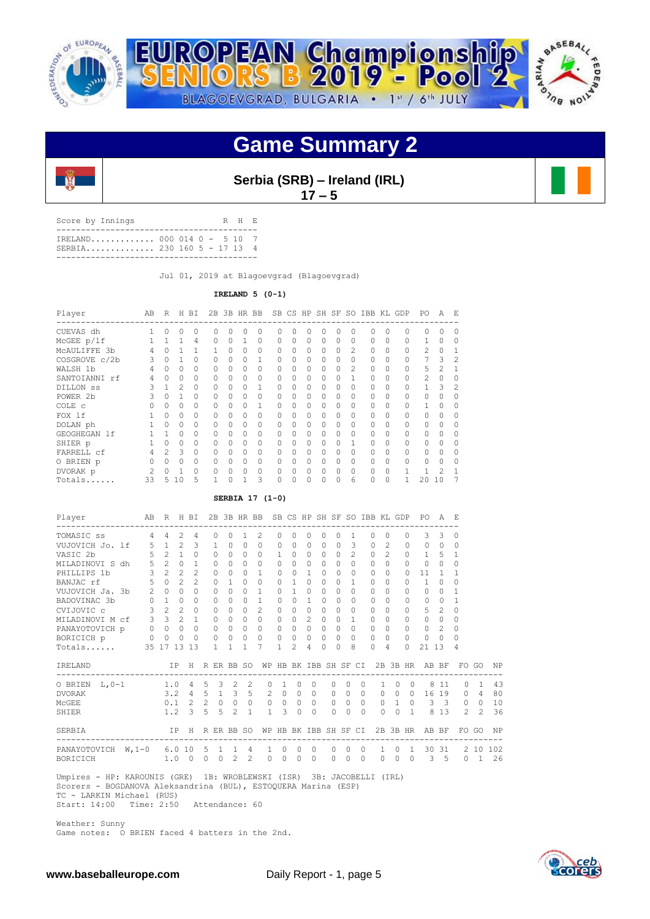# EUROPEAN Championship SENIORS B 2019 - Pool 2

BLAGOEVGRAD, BULGARIA • 1st / 6th JULY

## Game Summary 2

**Serbia (SRB) – Ireland (IRL)**
**17 – 5**

| Score by Innings | | R | H | E |
|---|---|---|---|---|
| IRELAND | 000 014 0 | 5 | 10 | 7 |
| SERBIA | 230 160 5 | 17 | 13 | 4 |

Jul 01, 2019 at Blagoevgrad (Blagoevgrad)

**IRELAND 5 (0-1)**

| Player | AB | R | H | BI | 2B | 3B | HR | BB | SB | CS | HP | SH | SF | SO | IBB | KL | GDP | PO | A | E |
|---|---|---|---|---|---|---|---|---|---|---|---|---|---|---|---|---|---|---|---|---|
| CUEVAS dh | 1 | 0 | 0 | 0 | 0 | 0 | 0 | 0 | 0 | 0 | 0 | 0 | 0 | 0 | 0 | 0 | 0 | 0 | 0 | 0 |
| McGEE p/lf | 1 | 1 | 1 | 4 | 0 | 0 | 1 | 0 | 0 | 0 | 0 | 0 | 0 | 0 | 0 | 0 | 0 | 1 | 0 | 0 |
| McAULIFFE 3b | 4 | 0 | 1 | 1 | 1 | 0 | 0 | 0 | 0 | 0 | 0 | 0 | 0 | 2 | 0 | 0 | 0 | 2 | 0 | 1 |
| COSGROVE c/2b | 3 | 0 | 1 | 0 | 0 | 0 | 0 | 1 | 0 | 0 | 0 | 0 | 0 | 0 | 0 | 0 | 0 | 7 | 3 | 2 |
| WALSH 1b | 4 | 0 | 0 | 0 | 0 | 0 | 0 | 0 | 0 | 0 | 0 | 0 | 0 | 2 | 0 | 0 | 0 | 5 | 2 | 1 |
| SANTOIANNI rf | 4 | 0 | 0 | 0 | 0 | 0 | 0 | 0 | 0 | 0 | 0 | 0 | 0 | 1 | 0 | 0 | 0 | 2 | 0 | 0 |
| DILLON ss | 3 | 1 | 2 | 0 | 0 | 0 | 0 | 1 | 0 | 0 | 0 | 0 | 0 | 0 | 0 | 0 | 0 | 1 | 3 | 2 |
| POWER 2b | 3 | 0 | 1 | 0 | 0 | 0 | 0 | 0 | 0 | 0 | 0 | 0 | 0 | 0 | 0 | 0 | 0 | 0 | 0 | 0 |
| COLE c | 0 | 0 | 0 | 0 | 0 | 0 | 0 | 1 | 0 | 0 | 0 | 0 | 0 | 0 | 0 | 0 | 0 | 1 | 0 | 0 |
| FOX lf | 1 | 0 | 0 | 0 | 0 | 0 | 0 | 0 | 0 | 0 | 0 | 0 | 0 | 0 | 0 | 0 | 0 | 0 | 0 | 0 |
| DOLAN ph | 1 | 0 | 0 | 0 | 0 | 0 | 0 | 0 | 0 | 0 | 0 | 0 | 0 | 0 | 0 | 0 | 0 | 0 | 0 | 0 |
| GEOGHEGAN lf | 1 | 1 | 0 | 0 | 0 | 0 | 0 | 0 | 0 | 0 | 0 | 0 | 0 | 0 | 0 | 0 | 0 | 0 | 0 | 0 |
| SHIER p | 1 | 0 | 0 | 0 | 0 | 0 | 0 | 0 | 0 | 0 | 0 | 0 | 0 | 1 | 0 | 0 | 0 | 0 | 0 | 0 |
| FARRELL cf | 4 | 2 | 3 | 0 | 0 | 0 | 0 | 0 | 0 | 0 | 0 | 0 | 0 | 0 | 0 | 0 | 0 | 0 | 0 | 0 |
| O BRIEN p | 0 | 0 | 0 | 0 | 0 | 0 | 0 | 0 | 0 | 0 | 0 | 0 | 0 | 0 | 0 | 0 | 0 | 0 | 0 | 0 |
| DVORAK p | 2 | 0 | 1 | 0 | 0 | 0 | 0 | 0 | 0 | 0 | 0 | 0 | 0 | 0 | 0 | 0 | 1 | 1 | 2 | 1 |
| Totals...... | 33 | 5 | 10 | 5 | 1 | 0 | 1 | 3 | 0 | 0 | 0 | 0 | 0 | 6 | 0 | 0 | 1 | 20 | 10 | 7 |

**SERBIA 17 (1-0)**

| Player | AB | R | H | BI | 2B | 3B | HR | BB | SB | CS | HP | SH | SF | SO | IBB | KL | GDP | PO | A | E |
|---|---|---|---|---|---|---|---|---|---|---|---|---|---|---|---|---|---|---|---|---|
| TOMASIC ss | 4 | 4 | 2 | 4 | 0 | 0 | 1 | 2 | 0 | 0 | 0 | 0 | 0 | 1 | 0 | 0 | 0 | 3 | 3 | 0 |
| VUJOVICH Jo. lf | 5 | 1 | 2 | 3 | 1 | 0 | 0 | 0 | 0 | 0 | 0 | 0 | 0 | 3 | 0 | 2 | 0 | 0 | 0 | 0 |
| VASIC 2b | 5 | 2 | 1 | 0 | 0 | 0 | 0 | 0 | 1 | 0 | 0 | 0 | 0 | 2 | 0 | 2 | 0 | 1 | 5 | 1 |
| MILADINOVI S dh | 5 | 2 | 0 | 1 | 0 | 0 | 0 | 0 | 0 | 0 | 0 | 0 | 0 | 0 | 0 | 0 | 0 | 0 | 0 | 0 |
| PHILLIPS 1b | 3 | 2 | 2 | 2 | 0 | 0 | 0 | 1 | 0 | 0 | 1 | 0 | 0 | 0 | 0 | 0 | 0 | 11 | 1 | 1 |
| BANJAC rf | 5 | 0 | 2 | 2 | 0 | 1 | 0 | 0 | 0 | 1 | 0 | 0 | 0 | 1 | 0 | 0 | 0 | 1 | 0 | 0 |
| VUJOVICH Ja. 3b | 2 | 0 | 0 | 0 | 0 | 0 | 0 | 1 | 0 | 1 | 0 | 0 | 0 | 0 | 0 | 0 | 0 | 0 | 0 | 1 |
| BADOVINAC 3b | 0 | 1 | 0 | 0 | 0 | 0 | 0 | 1 | 0 | 0 | 1 | 0 | 0 | 0 | 0 | 0 | 0 | 0 | 0 | 1 |
| CVIJOVIC c | 3 | 2 | 2 | 0 | 0 | 0 | 0 | 2 | 0 | 0 | 0 | 0 | 0 | 0 | 0 | 0 | 0 | 5 | 2 | 0 |
| MILADINOVI M cf | 3 | 3 | 2 | 1 | 0 | 0 | 0 | 0 | 0 | 0 | 2 | 0 | 0 | 1 | 0 | 0 | 0 | 0 | 0 | 0 |
| PANAYOTOVICH p | 0 | 0 | 0 | 0 | 0 | 0 | 0 | 0 | 0 | 0 | 0 | 0 | 0 | 0 | 0 | 0 | 0 | 0 | 2 | 0 |
| BORICICH p | 0 | 0 | 0 | 0 | 0 | 0 | 0 | 0 | 0 | 0 | 0 | 0 | 0 | 0 | 0 | 0 | 0 | 0 | 0 | 0 |
| Totals...... | 35 | 17 | 13 | 13 | 1 | 1 | 1 | 7 | 1 | 2 | 4 | 0 | 0 | 8 | 0 | 4 | 0 | 21 | 13 | 4 |

| IRELAND | IP | H | R | ER | BB | SO | WP | HB | BK | IBB | SH | SF | CI | 2B | 3B | HR | AB | BF | FO | GO | NP |
|---|---|---|---|---|---|---|---|---|---|---|---|---|---|---|---|---|---|---|---|---|---|
| O BRIEN L,0-1 | 1.0 | 4 | 5 | 3 | 2 | 2 | 0 | 1 | 0 | 0 | 0 | 0 | 0 | 1 | 0 | 0 | 8 | 11 | 0 | 1 | 43 |
| DVORAK | 3.2 | 4 | 5 | 1 | 3 | 5 | 2 | 0 | 0 | 0 | 0 | 0 | 0 | 0 | 0 | 0 | 16 | 19 | 0 | 4 | 80 |
| McGEE | 0.1 | 2 | 2 | 0 | 0 | 0 | 0 | 0 | 0 | 0 | 0 | 0 | 0 | 0 | 1 | 0 | 3 | 3 | 0 | 0 | 10 |
| SHIER | 1.2 | 3 | 5 | 5 | 2 | 1 | 1 | 3 | 0 | 0 | 0 | 0 | 0 | 0 | 0 | 1 | 8 | 13 | 2 | 2 | 36 |

| SERBIA | IP | H | R | ER | BB | SO | WP | HB | BK | IBB | SH | SF | CI | 2B | 3B | HR | AB | BF | FO | GO | NP |
|---|---|---|---|---|---|---|---|---|---|---|---|---|---|---|---|---|---|---|---|---|---|
| PANAYOTOVICH W,1-0 | 6.0 | 10 | 5 | 1 | 1 | 4 | 1 | 0 | 0 | 0 | 0 | 0 | 0 | 1 | 0 | 1 | 30 | 31 | 2 | 10 | 102 |
| BORICICH | 1.0 | 0 | 0 | 0 | 2 | 2 | 0 | 0 | 0 | 0 | 0 | 0 | 0 | 0 | 0 | 0 | 3 | 5 | 0 | 1 | 26 |

Umpires - HP: KAROUNIS (GRE) 1B: WROBLEWSKI (ISR) 3B: JACOBELLI (IRL)
Scorers - BOGDANOVA Aleksandrina (BUL), ESTOQUERA Marina (ESP)
TC - LARKIN Michael (RUS)
Start: 14:00 Time: 2:50 Attendance: 60

Weather: Sunny
Game notes: O BRIEN faced 4 batters in the 2nd.

www.baseballeurope.com Daily Report - 1, page 5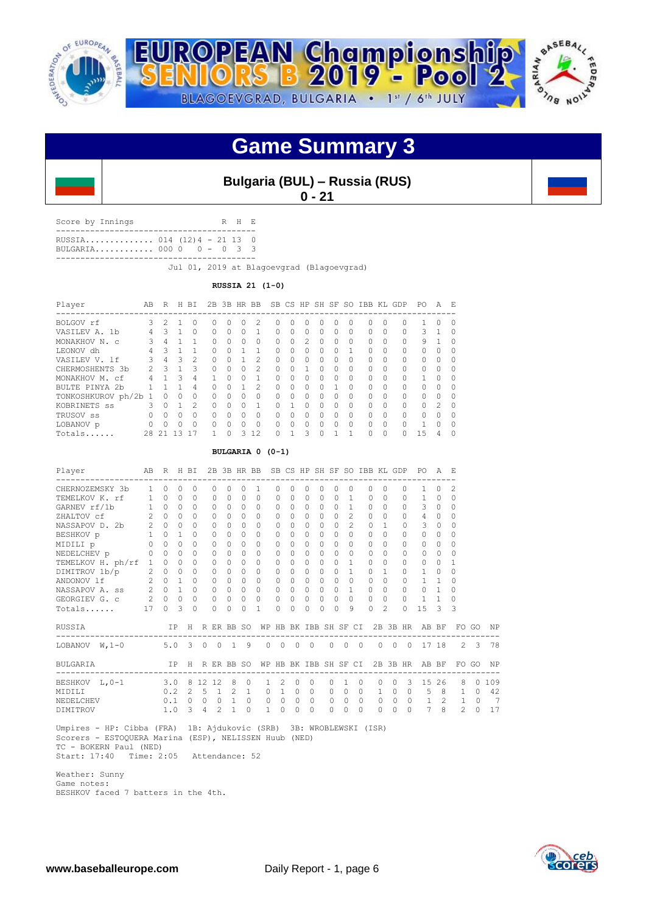# EUROPEAN Championship SENIORS B 2019 - Pool 2

BLAGOEVGRAD, BULGARIA • 1st / 6th JULY

## Game Summary 3

### Bulgaria (BUL) – Russia (RUS)

**0 - 21**

```
Score by Innings                  R  H  E
-----------------------------------------
RUSSIA.............. 014 (12)4 - 21 13  0
BULGARIA............ 000 0    0 -  0  3  3
-----------------------------------------
```

Jul 01, 2019 at Blagoevgrad (Blagoevgrad)

**RUSSIA 21 (1-0)**

| Player | AB | R | H | BI | 2B | 3B | HR | BB | SB | CS | HP | SH | SF | SO | IBB | KL | GDP | PO | A | E |
|---|---|---|---|---|---|---|---|---|---|---|---|---|---|---|---|---|---|---|---|---|
| BOLGOV rf | 3 | 2 | 1 | 0 | 0 | 0 | 0 | 2 | 0 | 0 | 0 | 0 | 0 | 0 | 0 | 0 | 0 | 1 | 0 | 0 |
| VASILEV A. 1b | 4 | 3 | 1 | 0 | 0 | 0 | 0 | 1 | 0 | 0 | 0 | 0 | 0 | 0 | 0 | 0 | 0 | 3 | 1 | 0 |
| MONAKHOV N. c | 3 | 4 | 1 | 1 | 0 | 0 | 0 | 0 | 0 | 0 | 2 | 0 | 0 | 0 | 0 | 0 | 0 | 9 | 1 | 0 |
| LEONOV dh | 4 | 3 | 1 | 1 | 0 | 0 | 1 | 1 | 0 | 0 | 0 | 0 | 0 | 1 | 0 | 0 | 0 | 0 | 0 | 0 |
| VASILEV V. lf | 3 | 4 | 3 | 2 | 0 | 0 | 1 | 2 | 0 | 0 | 0 | 0 | 0 | 0 | 0 | 0 | 0 | 0 | 0 | 0 |
| CHERMOSHENTS 3b | 2 | 3 | 1 | 3 | 0 | 0 | 0 | 2 | 0 | 0 | 1 | 0 | 0 | 0 | 0 | 0 | 0 | 0 | 0 | 0 |
| MONAKHOV M. cf | 4 | 1 | 3 | 4 | 1 | 0 | 0 | 1 | 0 | 0 | 0 | 0 | 0 | 0 | 0 | 0 | 0 | 1 | 0 | 0 |
| BULTE PINYA 2b | 1 | 1 | 1 | 4 | 0 | 0 | 1 | 2 | 0 | 0 | 0 | 0 | 1 | 0 | 0 | 0 | 0 | 0 | 0 | 0 |
| TONKOSHKUROV ph/2b | 1 | 0 | 0 | 0 | 0 | 0 | 0 | 0 | 0 | 0 | 0 | 0 | 0 | 0 | 0 | 0 | 0 | 0 | 0 | 0 |
| KOBRINETS ss | 3 | 0 | 1 | 2 | 0 | 0 | 0 | 1 | 0 | 1 | 0 | 0 | 0 | 0 | 0 | 0 | 0 | 0 | 2 | 0 |
| TRUSOV ss | 0 | 0 | 0 | 0 | 0 | 0 | 0 | 0 | 0 | 0 | 0 | 0 | 0 | 0 | 0 | 0 | 0 | 0 | 0 | 0 |
| LOBANOV p | 0 | 0 | 0 | 0 | 0 | 0 | 0 | 0 | 0 | 0 | 0 | 0 | 0 | 0 | 0 | 0 | 0 | 1 | 0 | 0 |
| Totals...... | 28 | 21 | 13 | 17 | 1 | 0 | 3 | 12 | 0 | 1 | 3 | 0 | 1 | 1 | 0 | 0 | 0 | 15 | 4 | 0 |

**BULGARIA 0 (0-1)**

| Player | AB | R | H | BI | 2B | 3B | HR | BB | SB | CS | HP | SH | SF | SO | IBB | KL | GDP | PO | A | E |
|---|---|---|---|---|---|---|---|---|---|---|---|---|---|---|---|---|---|---|---|---|
| CHERNOZEMSKY 3b | 1 | 0 | 0 | 0 | 0 | 0 | 0 | 1 | 0 | 0 | 0 | 0 | 0 | 0 | 0 | 0 | 0 | 1 | 0 | 2 |
| TEMELKOV K. rf | 1 | 0 | 0 | 0 | 0 | 0 | 0 | 0 | 0 | 0 | 0 | 0 | 0 | 1 | 0 | 0 | 0 | 1 | 0 | 0 |
| GARNEV rf/1b | 1 | 0 | 0 | 0 | 0 | 0 | 0 | 0 | 0 | 0 | 0 | 0 | 0 | 1 | 0 | 0 | 0 | 3 | 0 | 0 |
| ZHALTOV cf | 2 | 0 | 0 | 0 | 0 | 0 | 0 | 0 | 0 | 0 | 0 | 0 | 0 | 2 | 0 | 0 | 0 | 4 | 0 | 0 |
| NASSAPOV D. 2b | 2 | 0 | 0 | 0 | 0 | 0 | 0 | 0 | 0 | 0 | 0 | 0 | 0 | 2 | 0 | 1 | 0 | 3 | 0 | 0 |
| BESHKOV p | 1 | 0 | 1 | 0 | 0 | 0 | 0 | 0 | 0 | 0 | 0 | 0 | 0 | 0 | 0 | 0 | 0 | 0 | 0 | 0 |
| MIDILI p | 0 | 0 | 0 | 0 | 0 | 0 | 0 | 0 | 0 | 0 | 0 | 0 | 0 | 0 | 0 | 0 | 0 | 0 | 0 | 0 |
| NEDELCHEV p | 0 | 0 | 0 | 0 | 0 | 0 | 0 | 0 | 0 | 0 | 0 | 0 | 0 | 0 | 0 | 0 | 0 | 0 | 0 | 0 |
| TEMELKOV H. ph/rf | 1 | 0 | 0 | 0 | 0 | 0 | 0 | 0 | 0 | 0 | 0 | 0 | 0 | 1 | 0 | 0 | 0 | 0 | 0 | 1 |
| DIMITROV 1b/p | 2 | 0 | 0 | 0 | 0 | 0 | 0 | 0 | 0 | 0 | 0 | 0 | 0 | 1 | 0 | 1 | 0 | 1 | 0 | 0 |
| ANDONOV lf | 2 | 0 | 1 | 0 | 0 | 0 | 0 | 0 | 0 | 0 | 0 | 0 | 0 | 0 | 0 | 0 | 0 | 1 | 1 | 0 |
| NASSAPOV A. ss | 2 | 0 | 1 | 0 | 0 | 0 | 0 | 0 | 0 | 0 | 0 | 0 | 0 | 1 | 0 | 0 | 0 | 0 | 1 | 0 |
| GEORGIEV G. c | 2 | 0 | 0 | 0 | 0 | 0 | 0 | 0 | 0 | 0 | 0 | 0 | 0 | 0 | 0 | 0 | 0 | 1 | 1 | 0 |
| Totals...... | 17 | 0 | 3 | 0 | 0 | 0 | 0 | 1 | 0 | 0 | 0 | 0 | 0 | 9 | 0 | 2 | 0 | 15 | 3 | 3 |

| RUSSIA | IP | H | R | ER | BB | SO | WP | HB | BK | IBB | SH | SF | CI | 2B | 3B | HR | AB | BF | FO | GO | NP |
|---|---|---|---|---|---|---|---|---|---|---|---|---|---|---|---|---|---|---|---|---|---|
| LOBANOV W,1-0 | 5.0 | 3 | 0 | 0 | 1 | 9 | 0 | 0 | 0 | 0 | 0 | 0 | 0 | 0 | 0 | 0 | 17 | 18 | 2 | 3 | 78 |

| BULGARIA | IP | H | R | ER | BB | SO | WP | HB | BK | IBB | SH | SF | CI | 2B | 3B | HR | AB | BF | FO | GO | NP |
|---|---|---|---|---|---|---|---|---|---|---|---|---|---|---|---|---|---|---|---|---|---|
| BESHKOV L,0-1 | 3.0 | 8 | 12 | 12 | 8 | 0 | 1 | 2 | 0 | 0 | 0 | 1 | 0 | 0 | 0 | 3 | 15 | 26 | 8 | 0 | 109 |
| MIDILI | 0.2 | 2 | 5 | 1 | 2 | 1 | 0 | 1 | 0 | 0 | 0 | 0 | 0 | 1 | 0 | 0 | 5 | 8 | 1 | 0 | 42 |
| NEDELCHEV | 0.1 | 0 | 0 | 0 | 1 | 0 | 0 | 0 | 0 | 0 | 0 | 0 | 0 | 0 | 0 | 0 | 1 | 2 | 1 | 0 | 7 |
| DIMITROV | 1.0 | 3 | 4 | 2 | 1 | 0 | 1 | 0 | 0 | 0 | 0 | 0 | 0 | 0 | 0 | 0 | 7 | 8 | 2 | 0 | 17 |

Umpires - HP: Cibba (FRA) 1B: Ajdukovic (SRB) 3B: WROBLEWSKI (ISR)
Scorers - ESTOQUERA Marina (ESP), NELISSEN Huub (NED)
TC - BOKERN Paul (NED)
Start: 17:40 Time: 2:05 Attendance: 52

Weather: Sunny
Game notes:
BESHKOV faced 7 batters in the 4th.

www.baseballeurope.com Daily Report - 1, page 6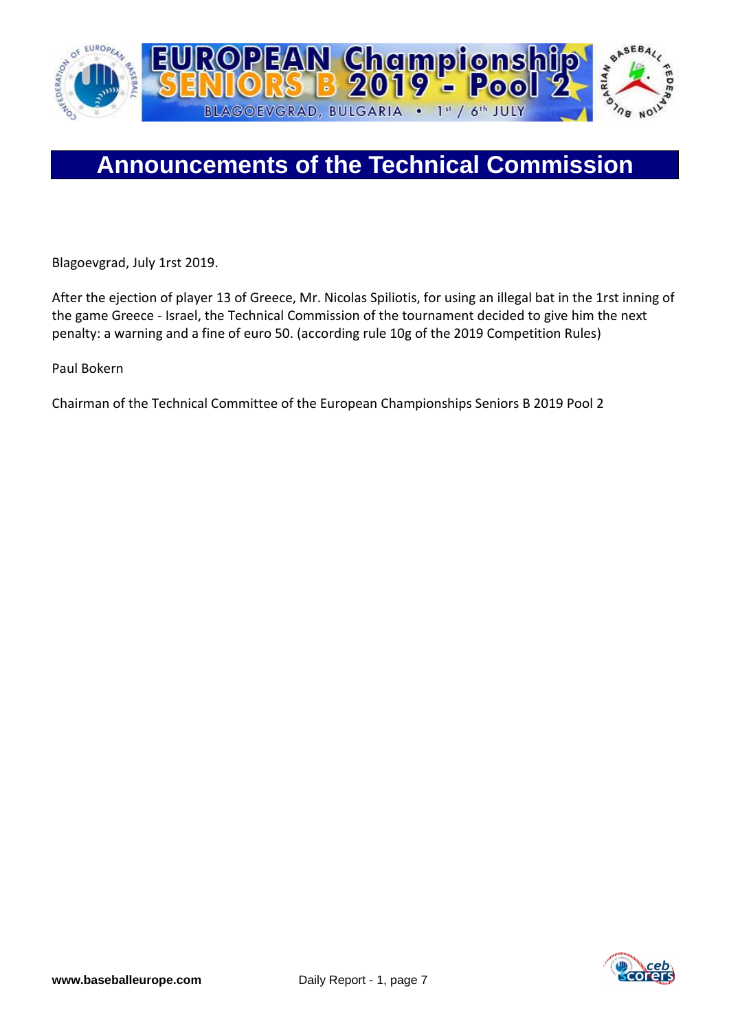# Announcements of the Technical Commission

Blagoevgrad, July 1rst 2019.

After the ejection of player 13 of Greece, Mr. Nicolas Spiliotis, for using an illegal bat in the 1rst inning of the game Greece - Israel, the Technical Commission of the tournament decided to give him the next penalty: a warning and a fine of euro 50. (according rule 10g of the 2019 Competition Rules)

Paul Bokern

Chairman of the Technical Committee of the European Championships Seniors B 2019 Pool 2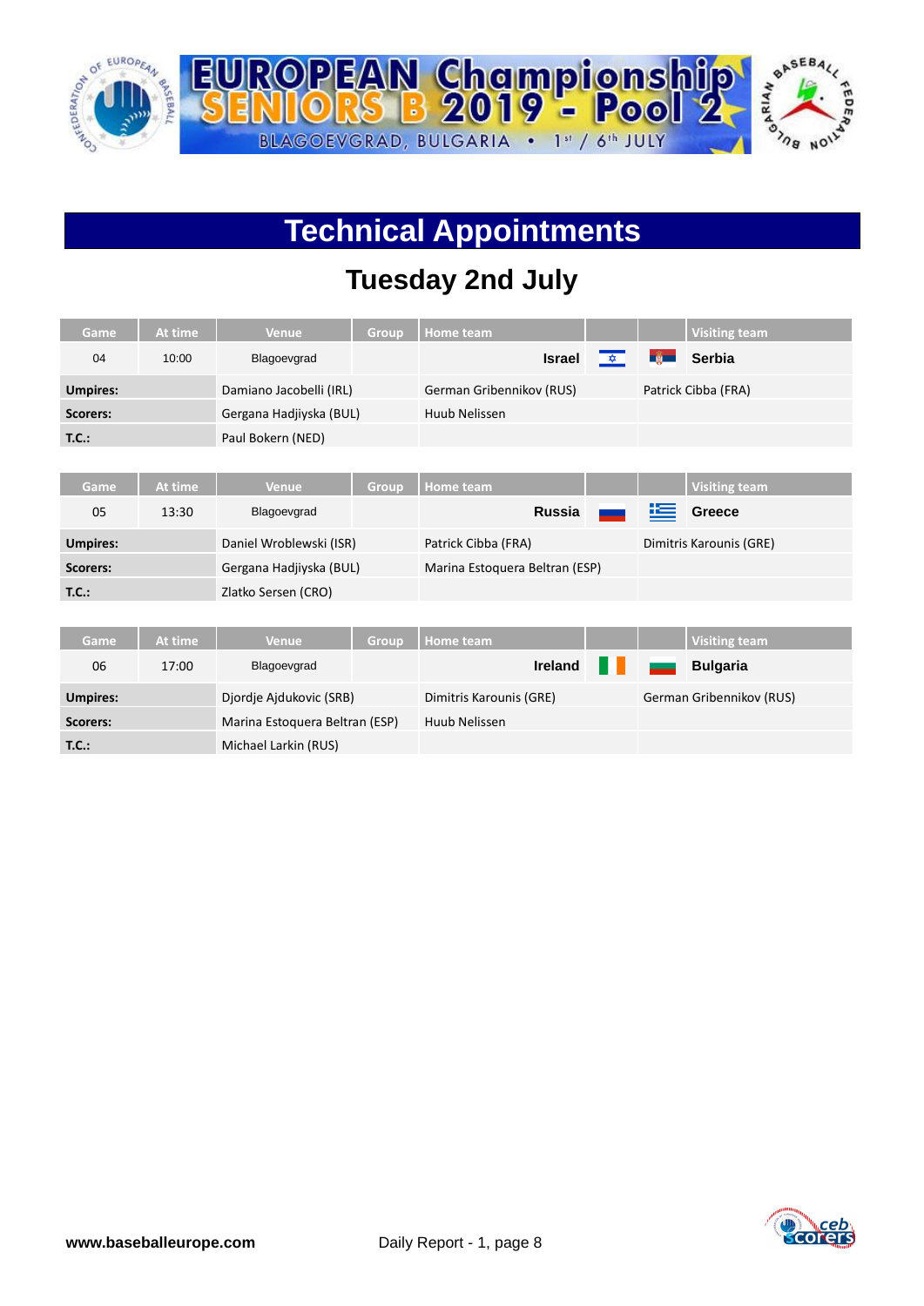# Technical Appointments

## Tuesday 2nd July

| Game | At time | Venue | Group | Home team | | | Visiting team |
|---|---|---|---|---|---|---|---|
| 04 | 10:00 | Blagoevgrad | | **Israel** | | | **Serbia** |
| **Umpires:** | | Damiano Jacobelli (IRL) | | German Gribennikov (RUS) | | Patrick Cibba (FRA) | |
| **Scorers:** | | Gergana Hadjiyska (BUL) | | Huub Nelissen | | | |
| **T.C.:** | | Paul Bokern (NED) | | | | | |

| Game | At time | Venue | Group | Home team | | | Visiting team |
|---|---|---|---|---|---|---|---|
| 05 | 13:30 | Blagoevgrad | | **Russia** | | | **Greece** |
| **Umpires:** | | Daniel Wroblewski (ISR) | | Patrick Cibba (FRA) | | Dimitris Karounis (GRE) | |
| **Scorers:** | | Gergana Hadjiyska (BUL) | | Marina Estoquera Beltran (ESP) | | | |
| **T.C.:** | | Zlatko Sersen (CRO) | | | | | |

| Game | At time | Venue | Group | Home team | | | Visiting team |
|---|---|---|---|---|---|---|---|
| 06 | 17:00 | Blagoevgrad | | **Ireland** | | | **Bulgaria** |
| **Umpires:** | | Djordje Ajdukovic (SRB) | | Dimitris Karounis (GRE) | | German Gribennikov (RUS) | |
| **Scorers:** | | Marina Estoquera Beltran (ESP) | | Huub Nelissen | | | |
| **T.C.:** | | Michael Larkin (RUS) | | | | | |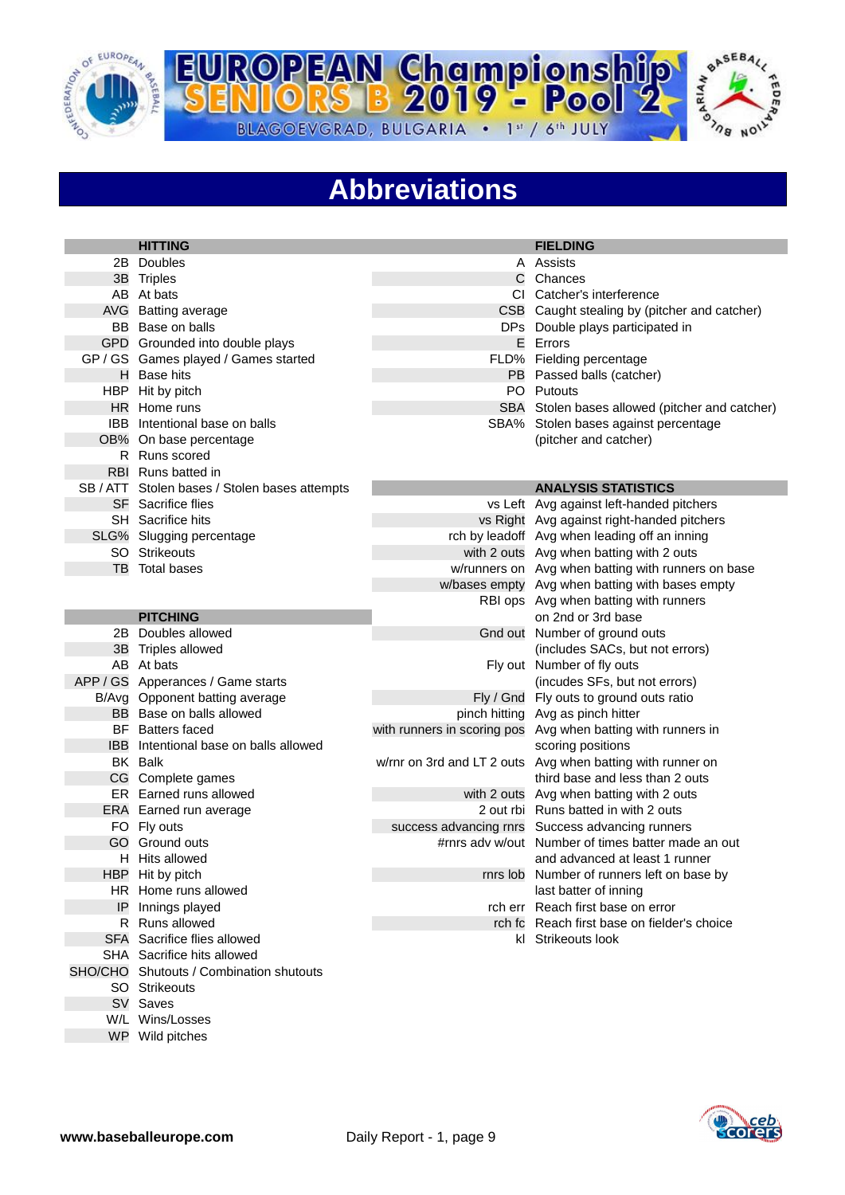# Abbreviations

| HITTING | |
|---|---|
| 2B | Doubles |
| 3B | Triples |
| AB | At bats |
| AVG | Batting average |
| BB | Base on balls |
| GPD | Grounded into double plays |
| GP / GS | Games played / Games started |
| H | Base hits |
| HBP | Hit by pitch |
| HR | Home runs |
| IBB | Intentional base on balls |
| OB% | On base percentage |
| R | Runs scored |
| RBI | Runs batted in |
| SB / ATT | Stolen bases / Stolen bases attempts |
| SF | Sacrifice flies |
| SH | Sacrifice hits |
| SLG% | Slugging percentage |
| SO | Strikeouts |
| TB | Total bases |

| PITCHING | |
|---|---|
| 2B | Doubles allowed |
| 3B | Triples allowed |
| AB | At bats |
| APP / GS | Apperances / Game starts |
| B/Avg | Opponent batting average |
| BB | Base on balls allowed |
| BF | Batters faced |
| IBB | Intentional base on balls allowed |
| BK | Balk |
| CG | Complete games |
| ER | Earned runs allowed |
| ERA | Earned run average |
| FO | Fly outs |
| GO | Ground outs |
| H | Hits allowed |
| HBP | Hit by pitch |
| HR | Home runs allowed |
| IP | Innings played |
| R | Runs allowed |
| SFA | Sacrifice flies allowed |
| SHA | Sacrifice hits allowed |
| SHO/CHO | Shutouts / Combination shutouts |
| SO | Strikeouts |
| SV | Saves |
| W/L | Wins/Losses |
| WP | Wild pitches |

| FIELDING | |
|---|---|
| A | Assists |
| C | Chances |
| CI | Catcher's interference |
| CSB | Caught stealing by (pitcher and catcher) |
| DPs | Double plays participated in |
| E | Errors |
| FLD% | Fielding percentage |
| PB | Passed balls (catcher) |
| PO | Putouts |
| SBA | Stolen bases allowed (pitcher and catcher) |
| SBA% | Stolen bases against percentage (pitcher and catcher) |

| ANALYSIS STATISTICS | |
|---|---|
| vs Left | Avg against left-handed pitchers |
| vs Right | Avg against right-handed pitchers |
| rch by leadoff | Avg when leading off an inning |
| with 2 outs | Avg when batting with 2 outs |
| w/runners on | Avg when batting with runners on base |
| w/bases empty | Avg when batting with bases empty |
| RBI ops | Avg when batting with runners on 2nd or 3rd base |
| Gnd out | Number of ground outs (includes SACs, but not errors) |
| Fly out | Number of fly outs (incudes SFs, but not errors) |
| Fly / Gnd | Fly outs to ground outs ratio |
| pinch hitting | Avg as pinch hitter |
| with runners in scoring pos | Avg when batting with runners in scoring positions |
| w/rnr on 3rd and LT 2 outs | Avg when batting with runner on third base and less than 2 outs |
| with 2 outs | Avg when batting with 2 outs |
| 2 out rbi | Runs batted in with 2 outs |
| success advancing rnrs | Success advancing runners |
| #rnrs adv w/out | Number of times batter made an out and advanced at least 1 runner |
| rnrs lob | Number of runners left on base by last batter of inning |
| rch err | Reach first base on error |
| rch fc | Reach first base on fielder's choice |
| kl | Strikeouts look |